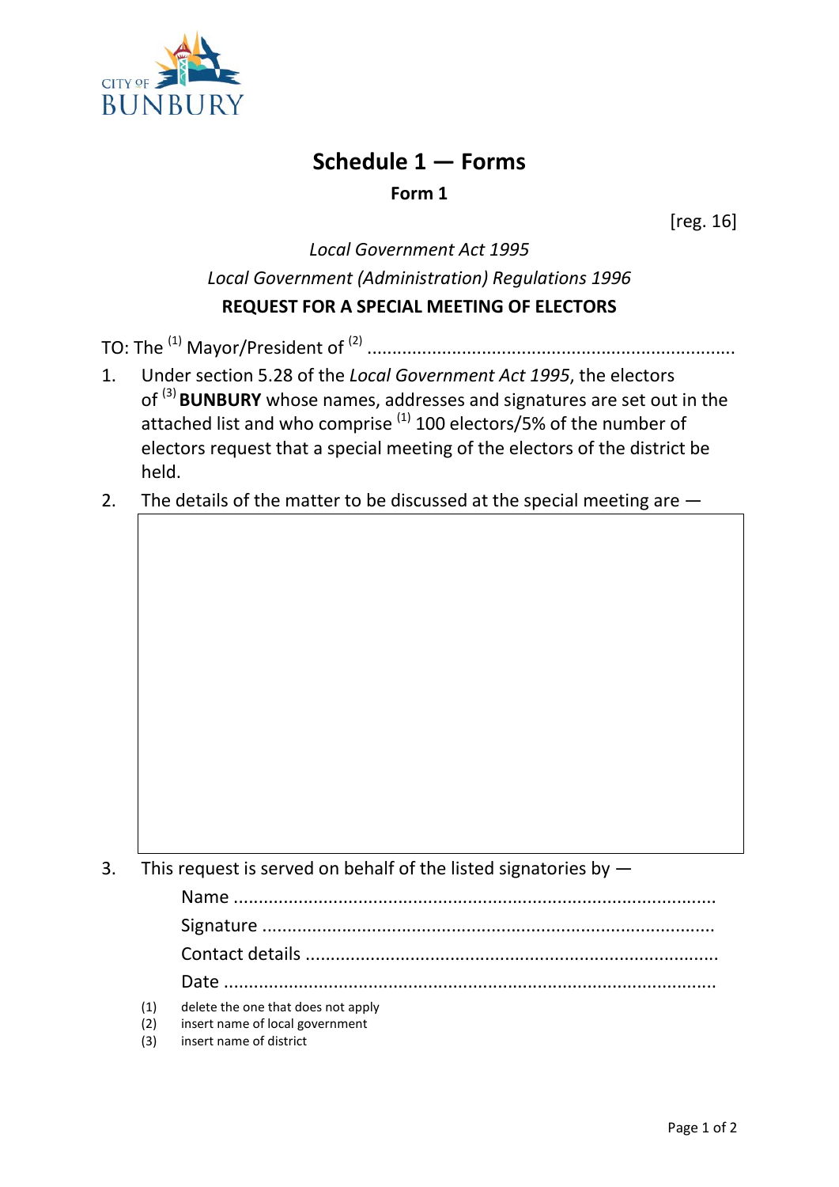# Schedule 1 — Forms

## Form 1

[reg. 16]

*Local Government Act 1995*

*Local Government (Administration) Regulations 1996*

**REQUEST FOR A SPECIAL MEETING OF ELECTORS**

TO: The [1] Mayor/President of [2] ........................................................................

1. Under section 5.28 of the *Local Government Act 1995*, the electors of [3] **BUNBURY** whose names, addresses and signatures are set out in the attached list and who comprise [1] 100 electors/5% of the number of electors request that a special meeting of the electors of the district be held.

2. The details of the matter to be discussed at the special meeting are —

|  |
| --- |
|  |

3. This request is served on behalf of the listed signatories by —

   Name ...............................................................................................

   Signature .........................................................................................

   Contact details .................................................................................

   Date .................................................................................................

(1) delete the one that does not apply
(2) insert name of local government
(3) insert name of district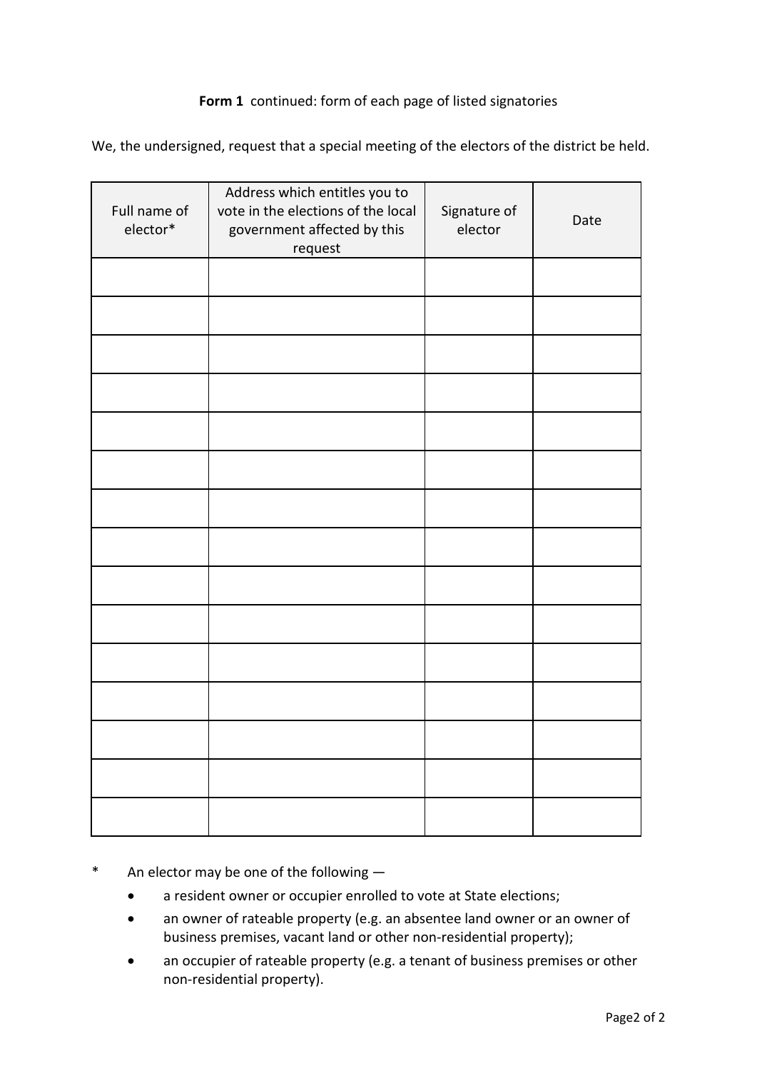**Form 1** continued: form of each page of listed signatories

We, the undersigned, request that a special meeting of the electors of the district be held.

| Full name of elector* | Address which entitles you to vote in the elections of the local government affected by this request | Signature of elector | Date |
|---|---|---|---|
| | | | |
| | | | |
| | | | |
| | | | |
| | | | |
| | | | |
| | | | |
| | | | |
| | | | |
| | | | |
| | | | |
| | | | |
| | | | |
| | | | |
| | | | |

\* An elector may be one of the following —

- a resident owner or occupier enrolled to vote at State elections;
- an owner of rateable property (e.g. an absentee land owner or an owner of business premises, vacant land or other non-residential property);
- an occupier of rateable property (e.g. a tenant of business premises or other non-residential property).